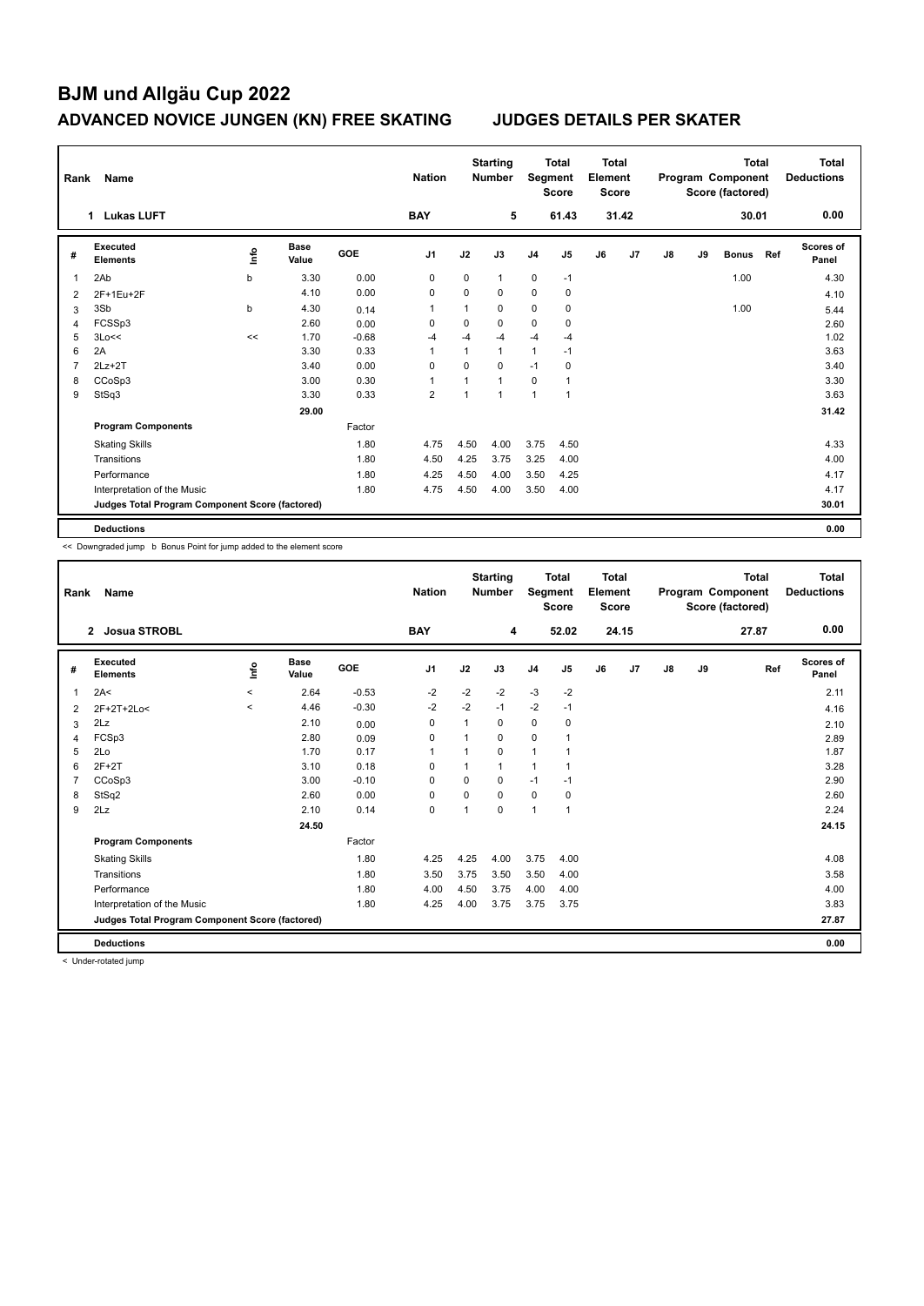# BJM und Allgäu Cup 2022

## ADVANCED NOVICE JUNGEN (KN) FREE SKATING — JUDGES DETAILS PER SKATER

| Rank | Name | Nation | Starting Number | Total Segment Score | Total Element Score | Total Program Component Score (factored) | Total Deductions |
|---|---|---|---|---|---|---|---|
| 1 | Lukas LUFT | BAY | 5 | 61.43 | 31.42 | 30.01 | 0.00 |

| # | Executed Elements | Info | Base Value | GOE | J1 | J2 | J3 | J4 | J5 | J6 | J7 | J8 | J9 | Bonus | Ref | Scores of Panel |
|---|---|---|---|---|---|---|---|---|---|---|---|---|---|---|---|---|
| 1 | 2Ab | b | 3.30 | 0.00 | 0 | 0 | 1 | 0 | -1 | | | | | 1.00 | | 4.30 |
| 2 | 2F+1Eu+2F | | 4.10 | 0.00 | 0 | 0 | 0 | 0 | 0 | | | | | | | 4.10 |
| 3 | 3Sb | b | 4.30 | 0.14 | 1 | 1 | 0 | 0 | 0 | | | | | 1.00 | | 5.44 |
| 4 | FCSSp3 | | 2.60 | 0.00 | 0 | 0 | 0 | 0 | 0 | | | | | | | 2.60 |
| 5 | 3Lo<< | << | 1.70 | -0.68 | -4 | -4 | -4 | -4 | -4 | | | | | | | 1.02 |
| 6 | 2A | | 3.30 | 0.33 | 1 | 1 | 1 | 1 | -1 | | | | | | | 3.63 |
| 7 | 2Lz+2T | | 3.40 | 0.00 | 0 | 0 | 0 | -1 | 0 | | | | | | | 3.40 |
| 8 | CCoSp3 | | 3.00 | 0.30 | 1 | 1 | 1 | 0 | 1 | | | | | | | 3.30 |
| 9 | StSq3 | | 3.30 | 0.33 | 2 | 1 | 1 | 1 | 1 | | | | | | | 3.63 |
| | | | 29.00 | | | | | | | | | | | | | 31.42 |
| | **Program Components** | | | Factor | | | | | | | | | | | | |
| | Skating Skills | | | 1.80 | 4.75 | 4.50 | 4.00 | 3.75 | 4.50 | | | | | | | 4.33 |
| | Transitions | | | 1.80 | 4.50 | 4.25 | 3.75 | 3.25 | 4.00 | | | | | | | 4.00 |
| | Performance | | | 1.80 | 4.25 | 4.50 | 4.00 | 3.50 | 4.25 | | | | | | | 4.17 |
| | Interpretation of the Music | | | 1.80 | 4.75 | 4.50 | 4.00 | 3.50 | 4.00 | | | | | | | 4.17 |
| | **Judges Total Program Component Score (factored)** | | | | | | | | | | | | | | | 30.01 |
| | **Deductions** | | | | | | | | | | | | | | | 0.00 |

<< Downgraded jump b Bonus Point for jump added to the element score

| Rank | Name | Nation | Starting Number | Total Segment Score | Total Element Score | Total Program Component Score (factored) | Total Deductions |
|---|---|---|---|---|---|---|---|
| 2 | Josua STROBL | BAY | 4 | 52.02 | 24.15 | 27.87 | 0.00 |

| # | Executed Elements | Info | Base Value | GOE | J1 | J2 | J3 | J4 | J5 | J6 | J7 | J8 | J9 | Ref | Scores of Panel |
|---|---|---|---|---|---|---|---|---|---|---|---|---|---|---|---|
| 1 | 2A< | < | 2.64 | -0.53 | -2 | -2 | -2 | -3 | -2 | | | | | | 2.11 |
| 2 | 2F+2T+2Lo< | < | 4.46 | -0.30 | -2 | -2 | -1 | -2 | -1 | | | | | | 4.16 |
| 3 | 2Lz | | 2.10 | 0.00 | 0 | 1 | 0 | 0 | 0 | | | | | | 2.10 |
| 4 | FCSp3 | | 2.80 | 0.09 | 0 | 1 | 0 | 0 | 1 | | | | | | 2.89 |
| 5 | 2Lo | | 1.70 | 0.17 | 1 | 1 | 0 | 1 | 1 | | | | | | 1.87 |
| 6 | 2F+2T | | 3.10 | 0.18 | 0 | 1 | 1 | 1 | 1 | | | | | | 3.28 |
| 7 | CCoSp3 | | 3.00 | -0.10 | 0 | 0 | 0 | -1 | -1 | | | | | | 2.90 |
| 8 | StSq2 | | 2.60 | 0.00 | 0 | 0 | 0 | 0 | 0 | | | | | | 2.60 |
| 9 | 2Lz | | 2.10 | 0.14 | 0 | 1 | 0 | 1 | 1 | | | | | | 2.24 |
| | | | 24.50 | | | | | | | | | | | | 24.15 |
| | **Program Components** | | | Factor | | | | | | | | | | | |
| | Skating Skills | | | 1.80 | 4.25 | 4.25 | 4.00 | 3.75 | 4.00 | | | | | | 4.08 |
| | Transitions | | | 1.80 | 3.50 | 3.75 | 3.50 | 3.50 | 4.00 | | | | | | 3.58 |
| | Performance | | | 1.80 | 4.00 | 4.50 | 3.75 | 4.00 | 4.00 | | | | | | 4.00 |
| | Interpretation of the Music | | | 1.80 | 4.25 | 4.00 | 3.75 | 3.75 | 3.75 | | | | | | 3.83 |
| | **Judges Total Program Component Score (factored)** | | | | | | | | | | | | | | 27.87 |
| | **Deductions** | | | | | | | | | | | | | | 0.00 |

< Under-rotated jump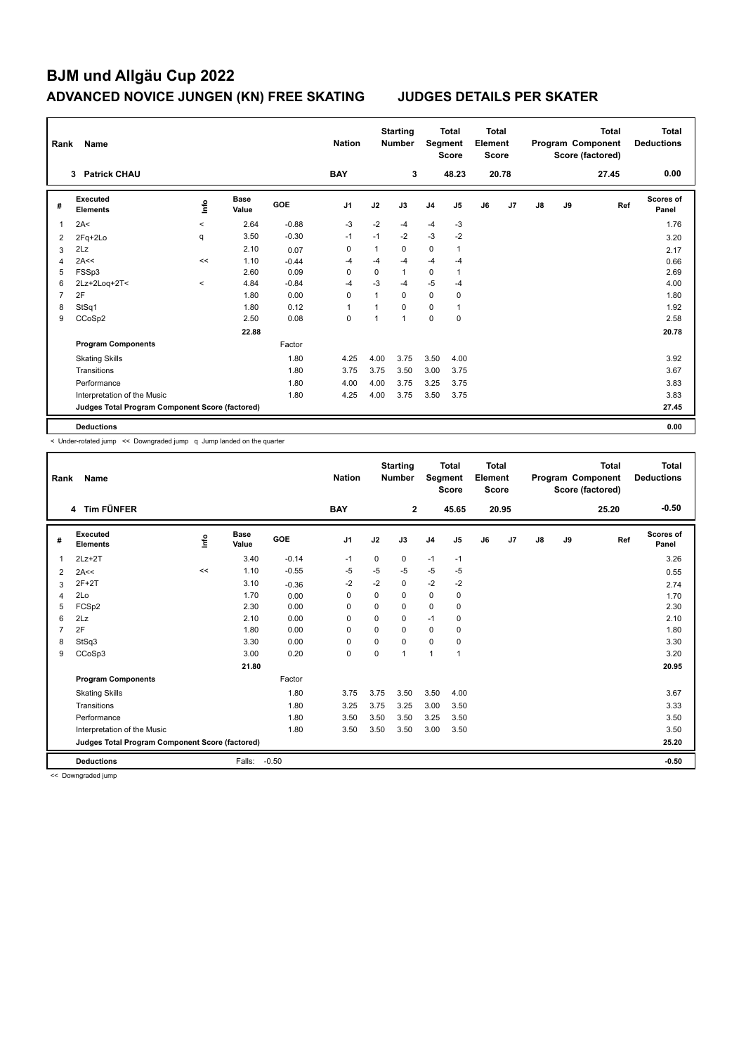# BJM und Allgäu Cup 2022

## ADVANCED NOVICE JUNGEN (KN) FREE SKATING — JUDGES DETAILS PER SKATER

| Rank | Name | Nation | Starting Number | Total Segment Score | Total Element Score | Total Program Component Score (factored) | Total Deductions |
|---|---|---|---|---|---|---|---|
| 3 | Patrick CHAU | BAY | 3 | 48.23 | 20.78 | 27.45 | 0.00 |

| # | Executed Elements | Info | Base Value | GOE | J1 | J2 | J3 | J4 | J5 | J6 | J7 | J8 | J9 | Ref | Scores of Panel |
|---|---|---|---|---|---|---|---|---|---|---|---|---|---|---|---|
| 1 | 2A< | < | 2.64 | -0.88 | -3 | -2 | -4 | -4 | -3 | | | | | | 1.76 |
| 2 | 2Fq+2Lo | q | 3.50 | -0.30 | -1 | -1 | -2 | -3 | -2 | | | | | | 3.20 |
| 3 | 2Lz | | 2.10 | 0.07 | 0 | 1 | 0 | 0 | 1 | | | | | | 2.17 |
| 4 | 2A<< | << | 1.10 | -0.44 | -4 | -4 | -4 | -4 | -4 | | | | | | 0.66 |
| 5 | FSSp3 | | 2.60 | 0.09 | 0 | 0 | 1 | 0 | 1 | | | | | | 2.69 |
| 6 | 2Lz+2Loq+2T< | < | 4.84 | -0.84 | -4 | -3 | -4 | -5 | -4 | | | | | | 4.00 |
| 7 | 2F | | 1.80 | 0.00 | 0 | 1 | 0 | 0 | 0 | | | | | | 1.80 |
| 8 | StSq1 | | 1.80 | 0.12 | 1 | 1 | 0 | 0 | 1 | | | | | | 1.92 |
| 9 | CCoSp2 | | 2.50 | 0.08 | 0 | 1 | 1 | 0 | 0 | | | | | | 2.58 |
| | | | 22.88 | | | | | | | | | | | | 20.78 |
| | **Program Components** | | | Factor | | | | | | | | | | | |
| | Skating Skills | | | 1.80 | 4.25 | 4.00 | 3.75 | 3.50 | 4.00 | | | | | | 3.92 |
| | Transitions | | | 1.80 | 3.75 | 3.75 | 3.50 | 3.00 | 3.75 | | | | | | 3.67 |
| | Performance | | | 1.80 | 4.00 | 4.00 | 3.75 | 3.25 | 3.75 | | | | | | 3.83 |
| | Interpretation of the Music | | | 1.80 | 4.25 | 4.00 | 3.75 | 3.50 | 3.75 | | | | | | 3.83 |
| | **Judges Total Program Component Score (factored)** | | | | | | | | | | | | | | 27.45 |
| | **Deductions** | | | | | | | | | | | | | | 0.00 |

< Under-rotated jump << Downgraded jump q Jump landed on the quarter

| Rank | Name | Nation | Starting Number | Total Segment Score | Total Element Score | Total Program Component Score (factored) | Total Deductions |
|---|---|---|---|---|---|---|---|
| 4 | Tim FÜNFER | BAY | 2 | 45.65 | 20.95 | 25.20 | -0.50 |

| # | Executed Elements | Info | Base Value | GOE | J1 | J2 | J3 | J4 | J5 | J6 | J7 | J8 | J9 | Ref | Scores of Panel |
|---|---|---|---|---|---|---|---|---|---|---|---|---|---|---|---|
| 1 | 2Lz+2T | | 3.40 | -0.14 | -1 | 0 | 0 | -1 | -1 | | | | | | 3.26 |
| 2 | 2A<< | << | 1.10 | -0.55 | -5 | -5 | -5 | -5 | -5 | | | | | | 0.55 |
| 3 | 2F+2T | | 3.10 | -0.36 | -2 | -2 | 0 | -2 | -2 | | | | | | 2.74 |
| 4 | 2Lo | | 1.70 | 0.00 | 0 | 0 | 0 | 0 | 0 | | | | | | 1.70 |
| 5 | FCSp2 | | 2.30 | 0.00 | 0 | 0 | 0 | 0 | 0 | | | | | | 2.30 |
| 6 | 2Lz | | 2.10 | 0.00 | 0 | 0 | 0 | -1 | 0 | | | | | | 2.10 |
| 7 | 2F | | 1.80 | 0.00 | 0 | 0 | 0 | 0 | 0 | | | | | | 1.80 |
| 8 | StSq3 | | 3.30 | 0.00 | 0 | 0 | 0 | 0 | 0 | | | | | | 3.30 |
| 9 | CCoSp3 | | 3.00 | 0.20 | 0 | 0 | 1 | 1 | 1 | | | | | | 3.20 |
| | | | 21.80 | | | | | | | | | | | | 20.95 |
| | **Program Components** | | | Factor | | | | | | | | | | | |
| | Skating Skills | | | 1.80 | 3.75 | 3.75 | 3.50 | 3.50 | 4.00 | | | | | | 3.67 |
| | Transitions | | | 1.80 | 3.25 | 3.75 | 3.25 | 3.00 | 3.50 | | | | | | 3.33 |
| | Performance | | | 1.80 | 3.50 | 3.50 | 3.50 | 3.25 | 3.50 | | | | | | 3.50 |
| | Interpretation of the Music | | | 1.80 | 3.50 | 3.50 | 3.50 | 3.00 | 3.50 | | | | | | 3.50 |
| | **Judges Total Program Component Score (factored)** | | | | | | | | | | | | | | 25.20 |
| | **Deductions** | | Falls: | -0.50 | | | | | | | | | | | -0.50 |

<< Downgraded jump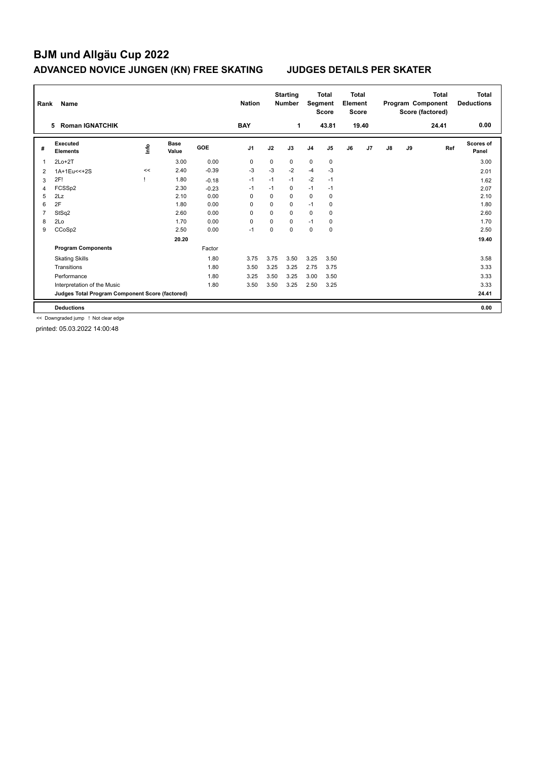# BJM und Allgäu Cup 2022

## ADVANCED NOVICE JUNGEN (KN) FREE SKATING JUDGES DETAILS PER SKATER

| Rank | Name | Nation | Starting Number | Total Segment Score | Total Element Score | Total Program Component Score (factored) | Total Deductions |
|---|---|---|---|---|---|---|---|
| 5 | Roman IGNATCHIK | BAY | 1 | 43.81 | 19.40 | 24.41 | 0.00 |

| # | Executed Elements | Info | Base Value | GOE | J1 | J2 | J3 | J4 | J5 | J6 | J7 | J8 | J9 | Ref | Scores of Panel |
|---|---|---|---|---|---|---|---|---|---|---|---|---|---|---|---|
| 1 | 2Lo+2T | | 3.00 | 0.00 | 0 | 0 | 0 | 0 | 0 | | | | | | 3.00 |
| 2 | 1A+1Eu<<+2S | << | 2.40 | -0.39 | -3 | -3 | -2 | -4 | -3 | | | | | | 2.01 |
| 3 | 2F! | ! | 1.80 | -0.18 | -1 | -1 | -1 | -2 | -1 | | | | | | 1.62 |
| 4 | FCSSp2 | | 2.30 | -0.23 | -1 | -1 | 0 | -1 | -1 | | | | | | 2.07 |
| 5 | 2Lz | | 2.10 | 0.00 | 0 | 0 | 0 | 0 | 0 | | | | | | 2.10 |
| 6 | 2F | | 1.80 | 0.00 | 0 | 0 | 0 | -1 | 0 | | | | | | 1.80 |
| 7 | StSq2 | | 2.60 | 0.00 | 0 | 0 | 0 | 0 | 0 | | | | | | 2.60 |
| 8 | 2Lo | | 1.70 | 0.00 | 0 | 0 | 0 | -1 | 0 | | | | | | 1.70 |
| 9 | CCoSp2 | | 2.50 | 0.00 | -1 | 0 | 0 | 0 | 0 | | | | | | 2.50 |
| | | | 20.20 | | | | | | | | | | | | 19.40 |
| | **Program Components** | | | Factor | | | | | | | | | | | |
| | Skating Skills | | | 1.80 | 3.75 | 3.75 | 3.50 | 3.25 | 3.50 | | | | | | 3.58 |
| | Transitions | | | 1.80 | 3.50 | 3.25 | 3.25 | 2.75 | 3.75 | | | | | | 3.33 |
| | Performance | | | 1.80 | 3.25 | 3.50 | 3.25 | 3.00 | 3.50 | | | | | | 3.33 |
| | Interpretation of the Music | | | 1.80 | 3.50 | 3.50 | 3.25 | 2.50 | 3.25 | | | | | | 3.33 |
| | **Judges Total Program Component Score (factored)** | | | | | | | | | | | | | | 24.41 |
| | **Deductions** | | | | | | | | | | | | | | 0.00 |

<< Downgraded jump ! Not clear edge

printed: 05.03.2022 14:00:48